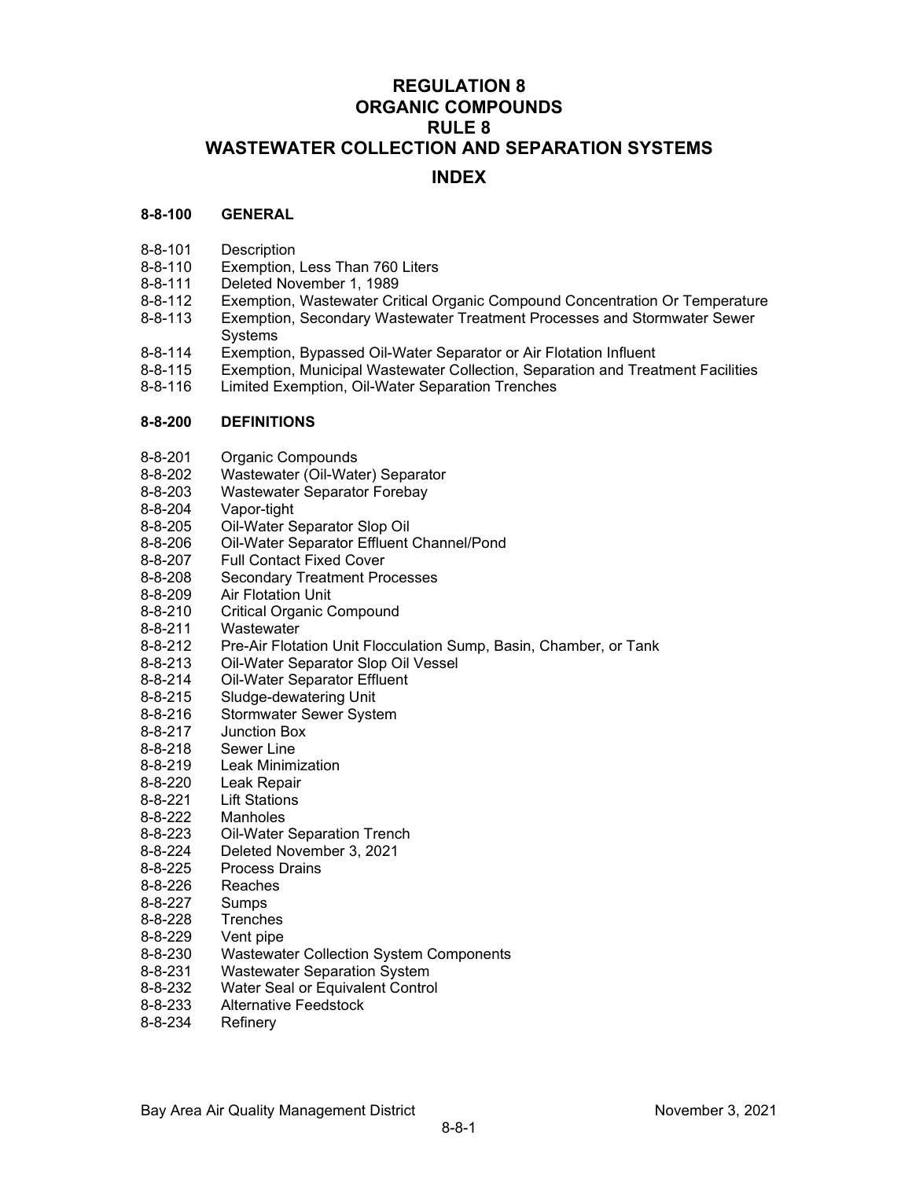# REGULATION 8
# ORGANIC COMPOUNDS
# RULE 8
# WASTEWATER COLLECTION AND SEPARATION SYSTEMS

## INDEX

### 8-8-100 GENERAL

- 8-8-101 Description
- 8-8-110 Exemption, Less Than 760 Liters
- 8-8-111 Deleted November 1, 1989
- 8-8-112 Exemption, Wastewater Critical Organic Compound Concentration Or Temperature
- 8-8-113 Exemption, Secondary Wastewater Treatment Processes and Stormwater Sewer Systems
- 8-8-114 Exemption, Bypassed Oil-Water Separator or Air Flotation Influent
- 8-8-115 Exemption, Municipal Wastewater Collection, Separation and Treatment Facilities
- 8-8-116 Limited Exemption, Oil-Water Separation Trenches

### 8-8-200 DEFINITIONS

- 8-8-201 Organic Compounds
- 8-8-202 Wastewater (Oil-Water) Separator
- 8-8-203 Wastewater Separator Forebay
- 8-8-204 Vapor-tight
- 8-8-205 Oil-Water Separator Slop Oil
- 8-8-206 Oil-Water Separator Effluent Channel/Pond
- 8-8-207 Full Contact Fixed Cover
- 8-8-208 Secondary Treatment Processes
- 8-8-209 Air Flotation Unit
- 8-8-210 Critical Organic Compound
- 8-8-211 Wastewater
- 8-8-212 Pre-Air Flotation Unit Flocculation Sump, Basin, Chamber, or Tank
- 8-8-213 Oil-Water Separator Slop Oil Vessel
- 8-8-214 Oil-Water Separator Effluent
- 8-8-215 Sludge-dewatering Unit
- 8-8-216 Stormwater Sewer System
- 8-8-217 Junction Box
- 8-8-218 Sewer Line
- 8-8-219 Leak Minimization
- 8-8-220 Leak Repair
- 8-8-221 Lift Stations
- 8-8-222 Manholes
- 8-8-223 Oil-Water Separation Trench
- 8-8-224 Deleted November 3, 2021
- 8-8-225 Process Drains
- 8-8-226 Reaches
- 8-8-227 Sumps
- 8-8-228 Trenches
- 8-8-229 Vent pipe
- 8-8-230 Wastewater Collection System Components
- 8-8-231 Wastewater Separation System
- 8-8-232 Water Seal or Equivalent Control
- 8-8-233 Alternative Feedstock
- 8-8-234 Refinery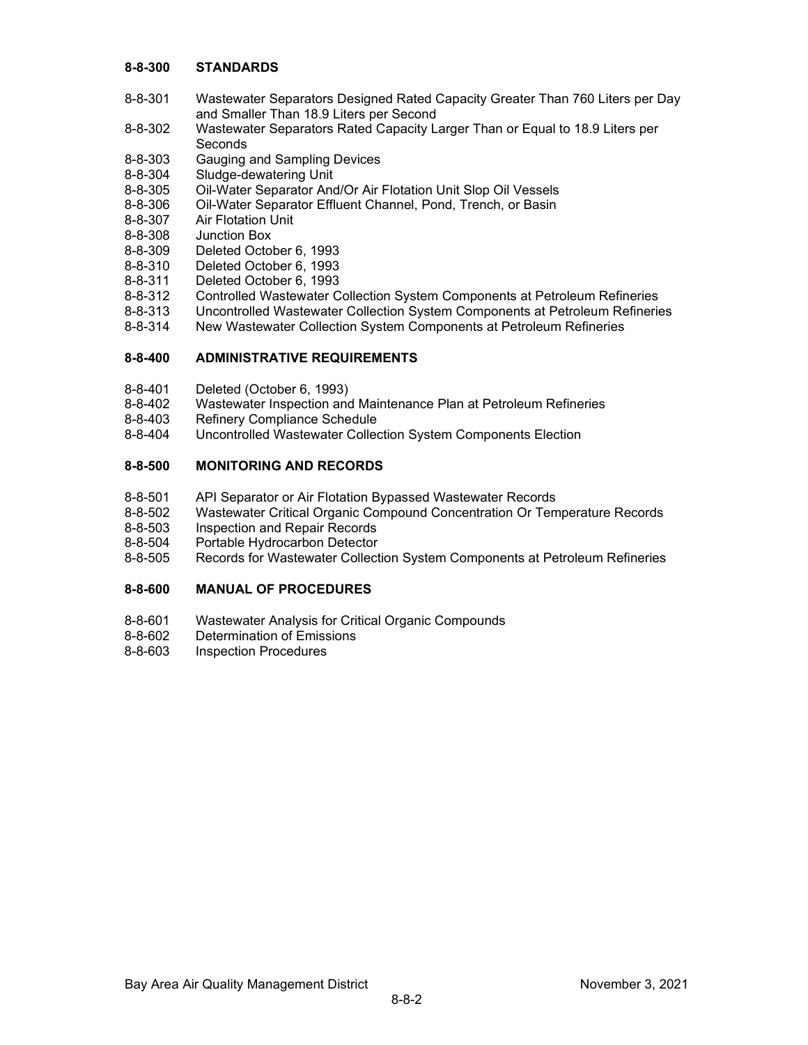## 8-8-300 STANDARDS

8-8-301 Wastewater Separators Designed Rated Capacity Greater Than 760 Liters per Day and Smaller Than 18.9 Liters per Second
8-8-302 Wastewater Separators Rated Capacity Larger Than or Equal to 18.9 Liters per Seconds
8-8-303 Gauging and Sampling Devices
8-8-304 Sludge-dewatering Unit
8-8-305 Oil-Water Separator And/Or Air Flotation Unit Slop Oil Vessels
8-8-306 Oil-Water Separator Effluent Channel, Pond, Trench, or Basin
8-8-307 Air Flotation Unit
8-8-308 Junction Box
8-8-309 Deleted October 6, 1993
8-8-310 Deleted October 6, 1993
8-8-311 Deleted October 6, 1993
8-8-312 Controlled Wastewater Collection System Components at Petroleum Refineries
8-8-313 Uncontrolled Wastewater Collection System Components at Petroleum Refineries
8-8-314 New Wastewater Collection System Components at Petroleum Refineries

## 8-8-400 ADMINISTRATIVE REQUIREMENTS

8-8-401 Deleted (October 6, 1993)
8-8-402 Wastewater Inspection and Maintenance Plan at Petroleum Refineries
8-8-403 Refinery Compliance Schedule
8-8-404 Uncontrolled Wastewater Collection System Components Election

## 8-8-500 MONITORING AND RECORDS

8-8-501 API Separator or Air Flotation Bypassed Wastewater Records
8-8-502 Wastewater Critical Organic Compound Concentration Or Temperature Records
8-8-503 Inspection and Repair Records
8-8-504 Portable Hydrocarbon Detector
8-8-505 Records for Wastewater Collection System Components at Petroleum Refineries

## 8-8-600 MANUAL OF PROCEDURES

8-8-601 Wastewater Analysis for Critical Organic Compounds
8-8-602 Determination of Emissions
8-8-603 Inspection Procedures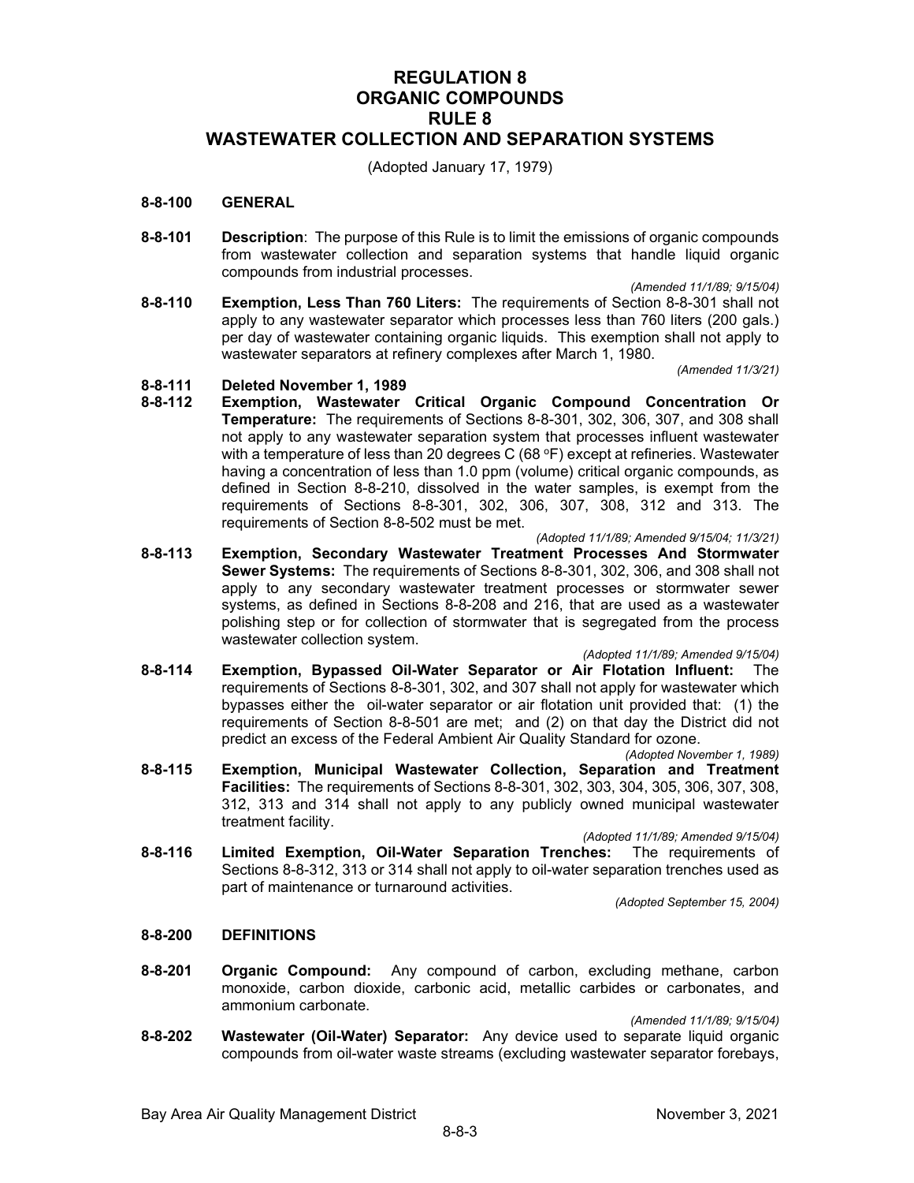# REGULATION 8
# ORGANIC COMPOUNDS
# RULE 8
# WASTEWATER COLLECTION AND SEPARATION SYSTEMS

(Adopted January 17, 1979)

## 8-8-100 GENERAL

**8-8-101 Description**: The purpose of this Rule is to limit the emissions of organic compounds from wastewater collection and separation systems that handle liquid organic compounds from industrial processes.

*(Amended 11/1/89; 9/15/04)*

**8-8-110 Exemption, Less Than 760 Liters:** The requirements of Section 8-8-301 shall not apply to any wastewater separator which processes less than 760 liters (200 gals.) per day of wastewater containing organic liquids. This exemption shall not apply to wastewater separators at refinery complexes after March 1, 1980.

*(Amended 11/3/21)*

**8-8-111 Deleted November 1, 1989**

**8-8-112 Exemption, Wastewater Critical Organic Compound Concentration Or Temperature:** The requirements of Sections 8-8-301, 302, 306, 307, and 308 shall not apply to any wastewater separation system that processes influent wastewater with a temperature of less than 20 degrees C (68 °F) except at refineries. Wastewater having a concentration of less than 1.0 ppm (volume) critical organic compounds, as defined in Section 8-8-210, dissolved in the water samples, is exempt from the requirements of Sections 8-8-301, 302, 306, 307, 308, 312 and 313. The requirements of Section 8-8-502 must be met.

*(Adopted 11/1/89; Amended 9/15/04; 11/3/21)*

**8-8-113 Exemption, Secondary Wastewater Treatment Processes And Stormwater Sewer Systems:** The requirements of Sections 8-8-301, 302, 306, and 308 shall not apply to any secondary wastewater treatment processes or stormwater sewer systems, as defined in Sections 8-8-208 and 216, that are used as a wastewater polishing step or for collection of stormwater that is segregated from the process wastewater collection system.

*(Adopted 11/1/89; Amended 9/15/04)*

**8-8-114 Exemption, Bypassed Oil-Water Separator or Air Flotation Influent:** The requirements of Sections 8-8-301, 302, and 307 shall not apply for wastewater which bypasses either the oil-water separator or air flotation unit provided that: (1) the requirements of Section 8-8-501 are met; and (2) on that day the District did not predict an excess of the Federal Ambient Air Quality Standard for ozone.

*(Adopted November 1, 1989)*

**8-8-115 Exemption, Municipal Wastewater Collection, Separation and Treatment Facilities:** The requirements of Sections 8-8-301, 302, 303, 304, 305, 306, 307, 308, 312, 313 and 314 shall not apply to any publicly owned municipal wastewater treatment facility.

*(Adopted 11/1/89; Amended 9/15/04)*

**8-8-116 Limited Exemption, Oil-Water Separation Trenches:** The requirements of Sections 8-8-312, 313 or 314 shall not apply to oil-water separation trenches used as part of maintenance or turnaround activities.

*(Adopted September 15, 2004)*

## 8-8-200 DEFINITIONS

**8-8-201 Organic Compound:** Any compound of carbon, excluding methane, carbon monoxide, carbon dioxide, carbonic acid, metallic carbides or carbonates, and ammonium carbonate.

*(Amended 11/1/89; 9/15/04)*

**8-8-202 Wastewater (Oil-Water) Separator:** Any device used to separate liquid organic compounds from oil-water waste streams (excluding wastewater separator forebays,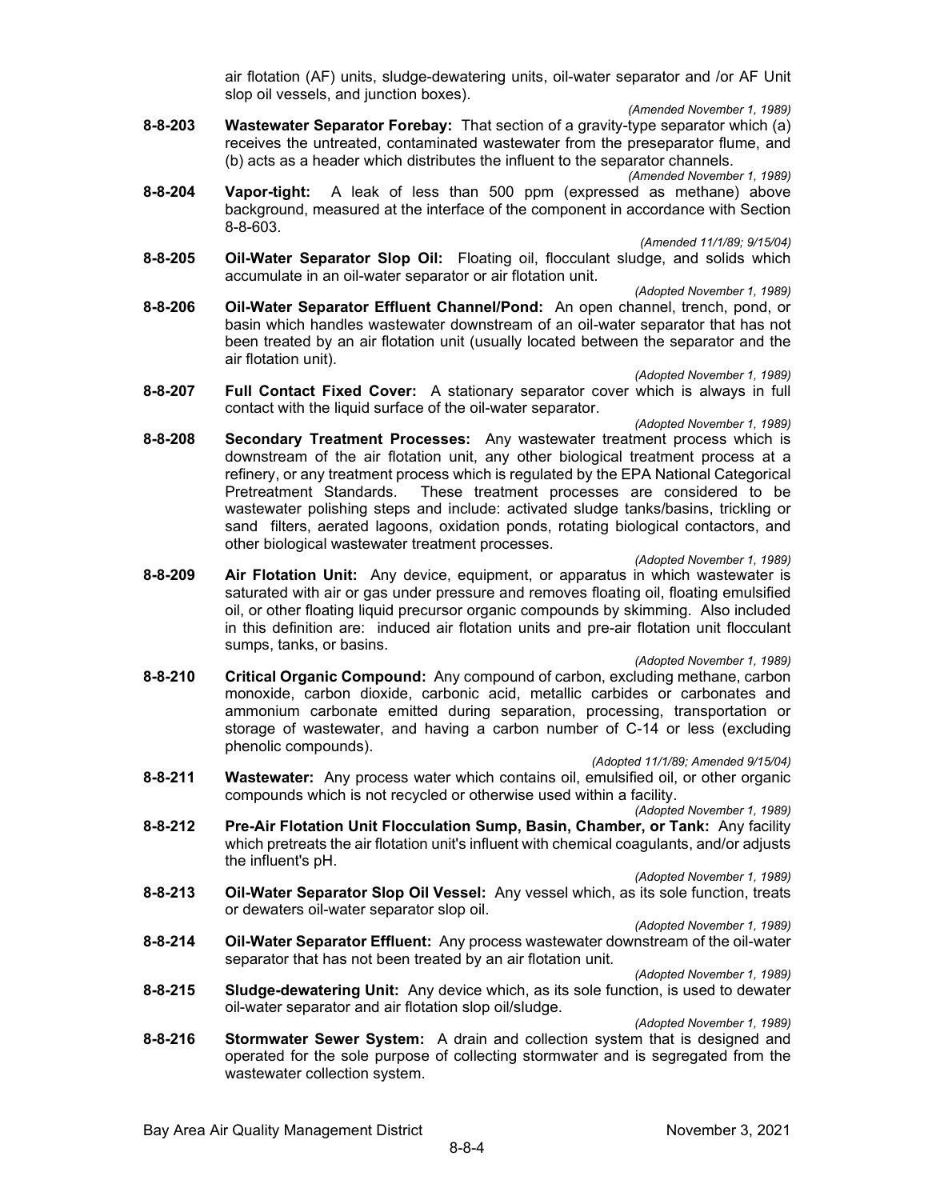air flotation (AF) units, sludge-dewatering units, oil-water separator and /or AF Unit slop oil vessels, and junction boxes).

*(Amended November 1, 1989)*

**8-8-203 Wastewater Separator Forebay:** That section of a gravity-type separator which (a) receives the untreated, contaminated wastewater from the preseparator flume, and (b) acts as a header which distributes the influent to the separator channels.

*(Amended November 1, 1989)*

**8-8-204 Vapor-tight:** A leak of less than 500 ppm (expressed as methane) above background, measured at the interface of the component in accordance with Section 8-8-603.

*(Amended 11/1/89; 9/15/04)*

**8-8-205 Oil-Water Separator Slop Oil:** Floating oil, flocculant sludge, and solids which accumulate in an oil-water separator or air flotation unit.

*(Adopted November 1, 1989)*

**8-8-206 Oil-Water Separator Effluent Channel/Pond:** An open channel, trench, pond, or basin which handles wastewater downstream of an oil-water separator that has not been treated by an air flotation unit (usually located between the separator and the air flotation unit).

*(Adopted November 1, 1989)*

**8-8-207 Full Contact Fixed Cover:** A stationary separator cover which is always in full contact with the liquid surface of the oil-water separator.

*(Adopted November 1, 1989)*

**8-8-208 Secondary Treatment Processes:** Any wastewater treatment process which is downstream of the air flotation unit, any other biological treatment process at a refinery, or any treatment process which is regulated by the EPA National Categorical Pretreatment Standards. These treatment processes are considered to be wastewater polishing steps and include: activated sludge tanks/basins, trickling or sand filters, aerated lagoons, oxidation ponds, rotating biological contactors, and other biological wastewater treatment processes.

*(Adopted November 1, 1989)*

**8-8-209 Air Flotation Unit:** Any device, equipment, or apparatus in which wastewater is saturated with air or gas under pressure and removes floating oil, floating emulsified oil, or other floating liquid precursor organic compounds by skimming. Also included in this definition are: induced air flotation units and pre-air flotation unit flocculant sumps, tanks, or basins.

*(Adopted November 1, 1989)*

**8-8-210 Critical Organic Compound:** Any compound of carbon, excluding methane, carbon monoxide, carbon dioxide, carbonic acid, metallic carbides or carbonates and ammonium carbonate emitted during separation, processing, transportation or storage of wastewater, and having a carbon number of C-14 or less (excluding phenolic compounds).

*(Adopted 11/1/89; Amended 9/15/04)*

**8-8-211 Wastewater:** Any process water which contains oil, emulsified oil, or other organic compounds which is not recycled or otherwise used within a facility.

*(Adopted November 1, 1989)*

**8-8-212 Pre-Air Flotation Unit Flocculation Sump, Basin, Chamber, or Tank:** Any facility which pretreats the air flotation unit's influent with chemical coagulants, and/or adjusts the influent's pH.

*(Adopted November 1, 1989)*

**8-8-213 Oil-Water Separator Slop Oil Vessel:** Any vessel which, as its sole function, treats or dewaters oil-water separator slop oil.

*(Adopted November 1, 1989)*

**8-8-214 Oil-Water Separator Effluent:** Any process wastewater downstream of the oil-water separator that has not been treated by an air flotation unit.

*(Adopted November 1, 1989)*

**8-8-215 Sludge-dewatering Unit:** Any device which, as its sole function, is used to dewater oil-water separator and air flotation slop oil/sludge.

*(Adopted November 1, 1989)*

**8-8-216 Stormwater Sewer System:** A drain and collection system that is designed and operated for the sole purpose of collecting stormwater and is segregated from the wastewater collection system.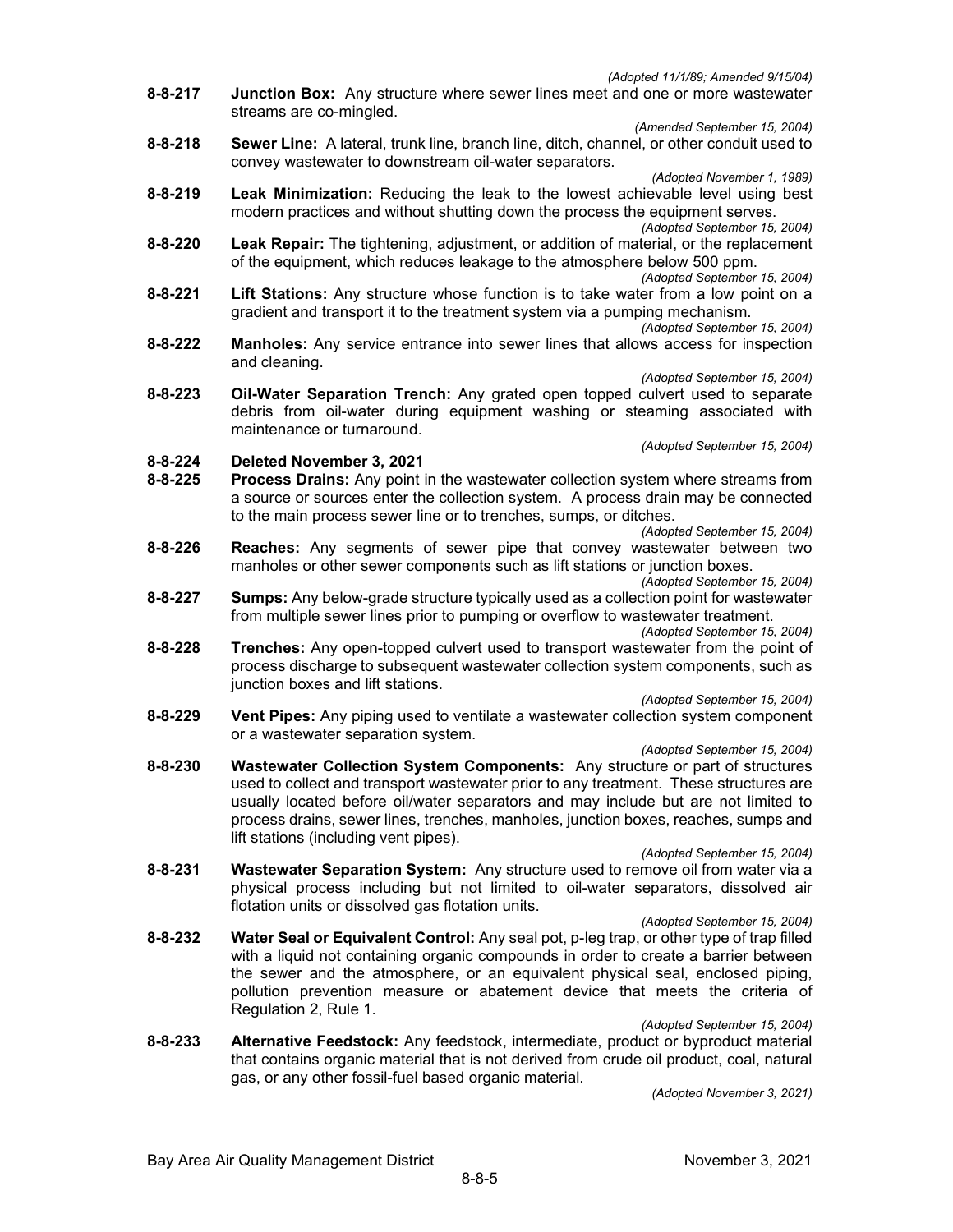*(Adopted 11/1/89; Amended 9/15/04)*

**8-8-217 Junction Box:** Any structure where sewer lines meet and one or more wastewater streams are co-mingled.

*(Amended September 15, 2004)*

**8-8-218 Sewer Line:** A lateral, trunk line, branch line, ditch, channel, or other conduit used to convey wastewater to downstream oil-water separators.

*(Adopted November 1, 1989)*

**8-8-219 Leak Minimization:** Reducing the leak to the lowest achievable level using best modern practices and without shutting down the process the equipment serves.

*(Adopted September 15, 2004)*

**8-8-220 Leak Repair:** The tightening, adjustment, or addition of material, or the replacement of the equipment, which reduces leakage to the atmosphere below 500 ppm.

*(Adopted September 15, 2004)*

**8-8-221 Lift Stations:** Any structure whose function is to take water from a low point on a gradient and transport it to the treatment system via a pumping mechanism.

*(Adopted September 15, 2004)*

**8-8-222 Manholes:** Any service entrance into sewer lines that allows access for inspection and cleaning.

*(Adopted September 15, 2004)*

**8-8-223 Oil-Water Separation Trench:** Any grated open topped culvert used to separate debris from oil-water during equipment washing or steaming associated with maintenance or turnaround.

*(Adopted September 15, 2004)*

**8-8-224 Deleted November 3, 2021**

**8-8-225 Process Drains:** Any point in the wastewater collection system where streams from a source or sources enter the collection system. A process drain may be connected to the main process sewer line or to trenches, sumps, or ditches.

*(Adopted September 15, 2004)*

**8-8-226 Reaches:** Any segments of sewer pipe that convey wastewater between two manholes or other sewer components such as lift stations or junction boxes.

*(Adopted September 15, 2004)*

**8-8-227 Sumps:** Any below-grade structure typically used as a collection point for wastewater from multiple sewer lines prior to pumping or overflow to wastewater treatment.

*(Adopted September 15, 2004)*

**8-8-228 Trenches:** Any open-topped culvert used to transport wastewater from the point of process discharge to subsequent wastewater collection system components, such as junction boxes and lift stations.

*(Adopted September 15, 2004)*

**8-8-229 Vent Pipes:** Any piping used to ventilate a wastewater collection system component or a wastewater separation system.

*(Adopted September 15, 2004)*

**8-8-230 Wastewater Collection System Components:** Any structure or part of structures used to collect and transport wastewater prior to any treatment. These structures are usually located before oil/water separators and may include but are not limited to process drains, sewer lines, trenches, manholes, junction boxes, reaches, sumps and lift stations (including vent pipes).

*(Adopted September 15, 2004)*

**8-8-231 Wastewater Separation System:** Any structure used to remove oil from water via a physical process including but not limited to oil-water separators, dissolved air flotation units or dissolved gas flotation units.

*(Adopted September 15, 2004)*

**8-8-232 Water Seal or Equivalent Control:** Any seal pot, p-leg trap, or other type of trap filled with a liquid not containing organic compounds in order to create a barrier between the sewer and the atmosphere, or an equivalent physical seal, enclosed piping, pollution prevention measure or abatement device that meets the criteria of Regulation 2, Rule 1.

*(Adopted September 15, 2004)*

**8-8-233 Alternative Feedstock:** Any feedstock, intermediate, product or byproduct material that contains organic material that is not derived from crude oil product, coal, natural gas, or any other fossil-fuel based organic material.

*(Adopted November 3, 2021)*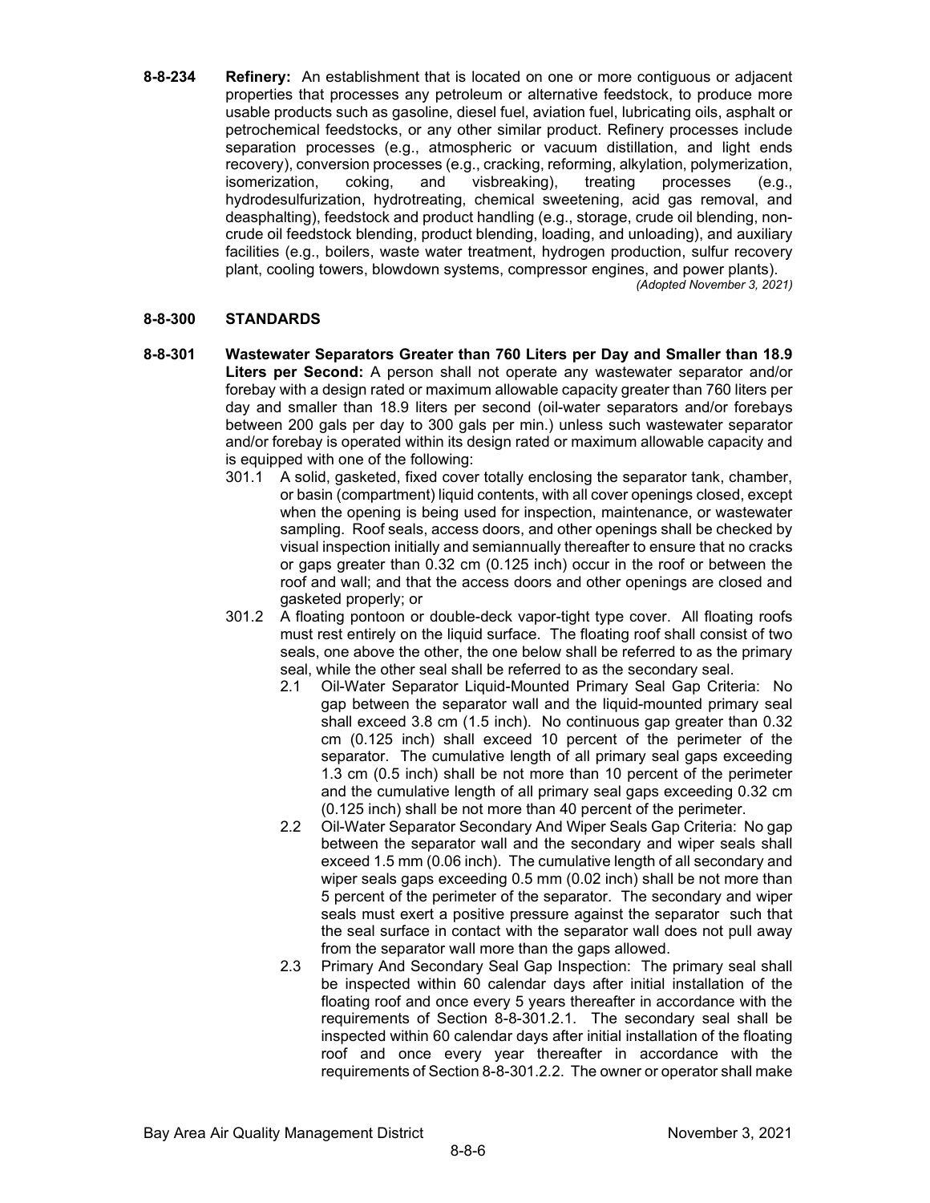**8-8-234 Refinery:** An establishment that is located on one or more contiguous or adjacent properties that processes any petroleum or alternative feedstock, to produce more usable products such as gasoline, diesel fuel, aviation fuel, lubricating oils, asphalt or petrochemical feedstocks, or any other similar product. Refinery processes include separation processes (e.g., atmospheric or vacuum distillation, and light ends recovery), conversion processes (e.g., cracking, reforming, alkylation, polymerization, isomerization, coking, and visbreaking), treating processes (e.g., hydrodesulfurization, hydrotreating, chemical sweetening, acid gas removal, and deasphalting), feedstock and product handling (e.g., storage, crude oil blending, non-crude oil feedstock blending, product blending, loading, and unloading), and auxiliary facilities (e.g., boilers, waste water treatment, hydrogen production, sulfur recovery plant, cooling towers, blowdown systems, compressor engines, and power plants).

*(Adopted November 3, 2021)*

## 8-8-300 STANDARDS

**8-8-301 Wastewater Separators Greater than 760 Liters per Day and Smaller than 18.9 Liters per Second:** A person shall not operate any wastewater separator and/or forebay with a design rated or maximum allowable capacity greater than 760 liters per day and smaller than 18.9 liters per second (oil-water separators and/or forebays between 200 gals per day to 300 gals per min.) unless such wastewater separator and/or forebay is operated within its design rated or maximum allowable capacity and is equipped with one of the following:

301.1 A solid, gasketed, fixed cover totally enclosing the separator tank, chamber, or basin (compartment) liquid contents, with all cover openings closed, except when the opening is being used for inspection, maintenance, or wastewater sampling. Roof seals, access doors, and other openings shall be checked by visual inspection initially and semiannually thereafter to ensure that no cracks or gaps greater than 0.32 cm (0.125 inch) occur in the roof or between the roof and wall; and that the access doors and other openings are closed and gasketed properly; or

301.2 A floating pontoon or double-deck vapor-tight type cover. All floating roofs must rest entirely on the liquid surface. The floating roof shall consist of two seals, one above the other, the one below shall be referred to as the primary seal, while the other seal shall be referred to as the secondary seal.

2.1 Oil-Water Separator Liquid-Mounted Primary Seal Gap Criteria: No gap between the separator wall and the liquid-mounted primary seal shall exceed 3.8 cm (1.5 inch). No continuous gap greater than 0.32 cm (0.125 inch) shall exceed 10 percent of the perimeter of the separator. The cumulative length of all primary seal gaps exceeding 1.3 cm (0.5 inch) shall be not more than 10 percent of the perimeter and the cumulative length of all primary seal gaps exceeding 0.32 cm (0.125 inch) shall be not more than 40 percent of the perimeter.

2.2 Oil-Water Separator Secondary And Wiper Seals Gap Criteria: No gap between the separator wall and the secondary and wiper seals shall exceed 1.5 mm (0.06 inch). The cumulative length of all secondary and wiper seals gaps exceeding 0.5 mm (0.02 inch) shall be not more than 5 percent of the perimeter of the separator. The secondary and wiper seals must exert a positive pressure against the separator such that the seal surface in contact with the separator wall does not pull away from the separator wall more than the gaps allowed.

2.3 Primary And Secondary Seal Gap Inspection: The primary seal shall be inspected within 60 calendar days after initial installation of the floating roof and once every 5 years thereafter in accordance with the requirements of Section 8-8-301.2.1. The secondary seal shall be inspected within 60 calendar days after initial installation of the floating roof and once every year thereafter in accordance with the requirements of Section 8-8-301.2.2. The owner or operator shall make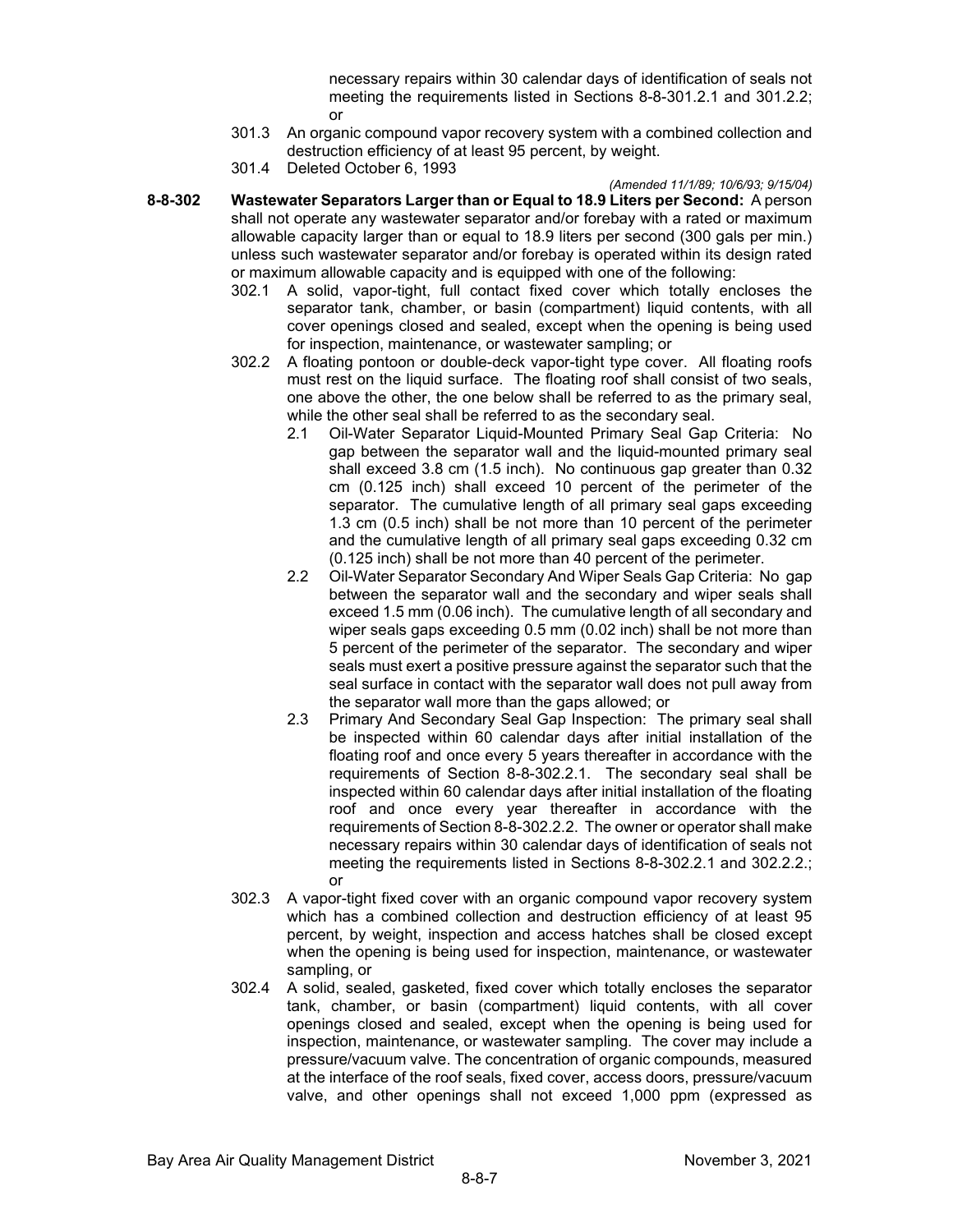necessary repairs within 30 calendar days of identification of seals not meeting the requirements listed in Sections 8-8-301.2.1 and 301.2.2; or

301.3 An organic compound vapor recovery system with a combined collection and destruction efficiency of at least 95 percent, by weight.

301.4 Deleted October 6, 1993

*(Amended 11/1/89; 10/6/93; 9/15/04)*

**8-8-302 Wastewater Separators Larger than or Equal to 18.9 Liters per Second:** A person shall not operate any wastewater separator and/or forebay with a rated or maximum allowable capacity larger than or equal to 18.9 liters per second (300 gals per min.) unless such wastewater separator and/or forebay is operated within its design rated or maximum allowable capacity and is equipped with one of the following:

302.1 A solid, vapor-tight, full contact fixed cover which totally encloses the separator tank, chamber, or basin (compartment) liquid contents, with all cover openings closed and sealed, except when the opening is being used for inspection, maintenance, or wastewater sampling; or

302.2 A floating pontoon or double-deck vapor-tight type cover. All floating roofs must rest on the liquid surface. The floating roof shall consist of two seals, one above the other, the one below shall be referred to as the primary seal, while the other seal shall be referred to as the secondary seal.

2.1 Oil-Water Separator Liquid-Mounted Primary Seal Gap Criteria: No gap between the separator wall and the liquid-mounted primary seal shall exceed 3.8 cm (1.5 inch). No continuous gap greater than 0.32 cm (0.125 inch) shall exceed 10 percent of the perimeter of the separator. The cumulative length of all primary seal gaps exceeding 1.3 cm (0.5 inch) shall be not more than 10 percent of the perimeter and the cumulative length of all primary seal gaps exceeding 0.32 cm (0.125 inch) shall be not more than 40 percent of the perimeter.

2.2 Oil-Water Separator Secondary And Wiper Seals Gap Criteria: No gap between the separator wall and the secondary and wiper seals shall exceed 1.5 mm (0.06 inch). The cumulative length of all secondary and wiper seals gaps exceeding 0.5 mm (0.02 inch) shall be not more than 5 percent of the perimeter of the separator. The secondary and wiper seals must exert a positive pressure against the separator such that the seal surface in contact with the separator wall does not pull away from the separator wall more than the gaps allowed; or

2.3 Primary And Secondary Seal Gap Inspection: The primary seal shall be inspected within 60 calendar days after initial installation of the floating roof and once every 5 years thereafter in accordance with the requirements of Section 8-8-302.2.1. The secondary seal shall be inspected within 60 calendar days after initial installation of the floating roof and once every year thereafter in accordance with the requirements of Section 8-8-302.2.2. The owner or operator shall make necessary repairs within 30 calendar days of identification of seals not meeting the requirements listed in Sections 8-8-302.2.1 and 302.2.2.; or

302.3 A vapor-tight fixed cover with an organic compound vapor recovery system which has a combined collection and destruction efficiency of at least 95 percent, by weight, inspection and access hatches shall be closed except when the opening is being used for inspection, maintenance, or wastewater sampling, or

302.4 A solid, sealed, gasketed, fixed cover which totally encloses the separator tank, chamber, or basin (compartment) liquid contents, with all cover openings closed and sealed, except when the opening is being used for inspection, maintenance, or wastewater sampling. The cover may include a pressure/vacuum valve. The concentration of organic compounds, measured at the interface of the roof seals, fixed cover, access doors, pressure/vacuum valve, and other openings shall not exceed 1,000 ppm (expressed as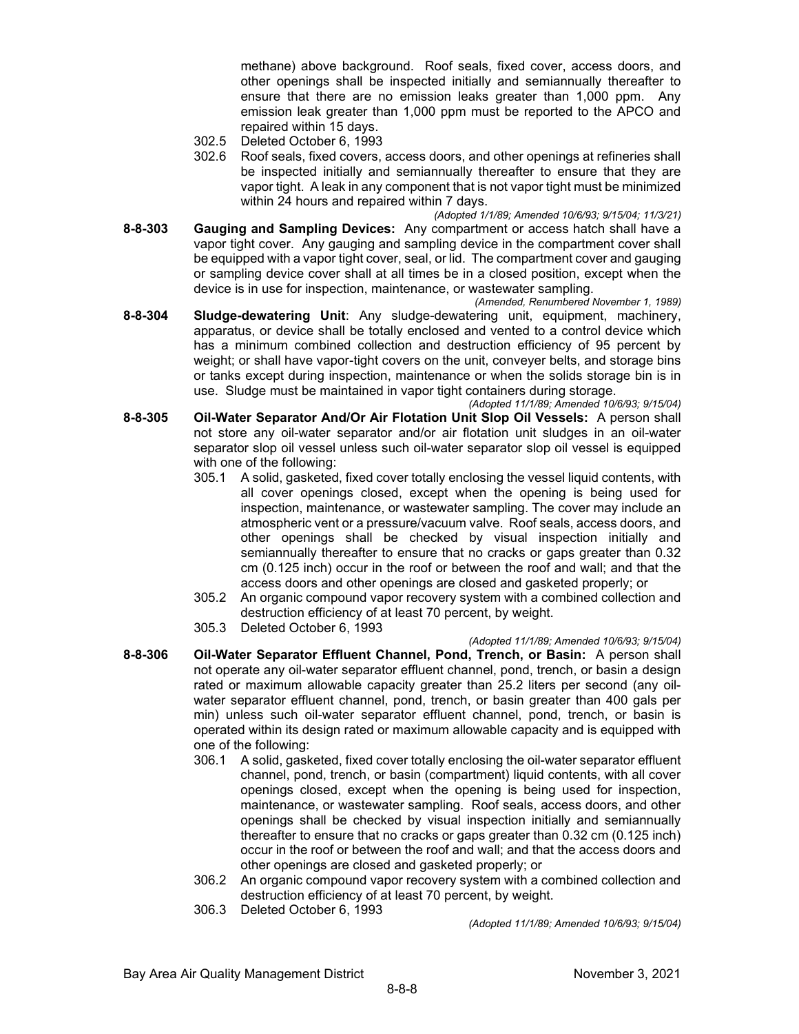methane) above background. Roof seals, fixed cover, access doors, and other openings shall be inspected initially and semiannually thereafter to ensure that there are no emission leaks greater than 1,000 ppm. Any emission leak greater than 1,000 ppm must be reported to the APCO and repaired within 15 days.

302.5 Deleted October 6, 1993

302.6 Roof seals, fixed covers, access doors, and other openings at refineries shall be inspected initially and semiannually thereafter to ensure that they are vapor tight. A leak in any component that is not vapor tight must be minimized within 24 hours and repaired within 7 days.

*(Adopted 1/1/89; Amended 10/6/93; 9/15/04; 11/3/21)*

**8-8-303 Gauging and Sampling Devices:** Any compartment or access hatch shall have a vapor tight cover. Any gauging and sampling device in the compartment cover shall be equipped with a vapor tight cover, seal, or lid. The compartment cover and gauging or sampling device cover shall at all times be in a closed position, except when the device is in use for inspection, maintenance, or wastewater sampling.

*(Amended, Renumbered November 1, 1989)*

**8-8-304 Sludge-dewatering Unit**: Any sludge-dewatering unit, equipment, machinery, apparatus, or device shall be totally enclosed and vented to a control device which has a minimum combined collection and destruction efficiency of 95 percent by weight; or shall have vapor-tight covers on the unit, conveyer belts, and storage bins or tanks except during inspection, maintenance or when the solids storage bin is in use. Sludge must be maintained in vapor tight containers during storage.

*(Adopted 11/1/89; Amended 10/6/93; 9/15/04)*

**8-8-305 Oil-Water Separator And/Or Air Flotation Unit Slop Oil Vessels:** A person shall not store any oil-water separator and/or air flotation unit sludges in an oil-water separator slop oil vessel unless such oil-water separator slop oil vessel is equipped with one of the following:

305.1 A solid, gasketed, fixed cover totally enclosing the vessel liquid contents, with all cover openings closed, except when the opening is being used for inspection, maintenance, or wastewater sampling. The cover may include an atmospheric vent or a pressure/vacuum valve. Roof seals, access doors, and other openings shall be checked by visual inspection initially and semiannually thereafter to ensure that no cracks or gaps greater than 0.32 cm (0.125 inch) occur in the roof or between the roof and wall; and that the access doors and other openings are closed and gasketed properly; or

305.2 An organic compound vapor recovery system with a combined collection and destruction efficiency of at least 70 percent, by weight.

305.3 Deleted October 6, 1993

*(Adopted 11/1/89; Amended 10/6/93; 9/15/04)*

**8-8-306 Oil-Water Separator Effluent Channel, Pond, Trench, or Basin:** A person shall not operate any oil-water separator effluent channel, pond, trench, or basin a design rated or maximum allowable capacity greater than 25.2 liters per second (any oil-water separator effluent channel, pond, trench, or basin greater than 400 gals per min) unless such oil-water separator effluent channel, pond, trench, or basin is operated within its design rated or maximum allowable capacity and is equipped with one of the following:

306.1 A solid, gasketed, fixed cover totally enclosing the oil-water separator effluent channel, pond, trench, or basin (compartment) liquid contents, with all cover openings closed, except when the opening is being used for inspection, maintenance, or wastewater sampling. Roof seals, access doors, and other openings shall be checked by visual inspection initially and semiannually thereafter to ensure that no cracks or gaps greater than 0.32 cm (0.125 inch) occur in the roof or between the roof and wall; and that the access doors and other openings are closed and gasketed properly; or

306.2 An organic compound vapor recovery system with a combined collection and destruction efficiency of at least 70 percent, by weight.

306.3 Deleted October 6, 1993

*(Adopted 11/1/89; Amended 10/6/93; 9/15/04)*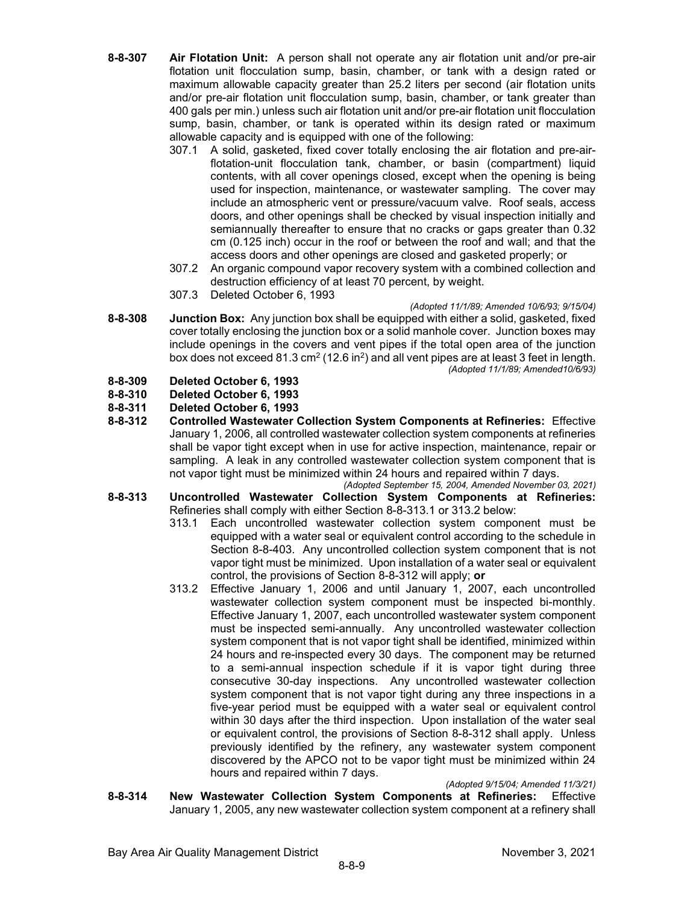**8-8-307 Air Flotation Unit:** A person shall not operate any air flotation unit and/or pre-air flotation unit flocculation sump, basin, chamber, or tank with a design rated or maximum allowable capacity greater than 25.2 liters per second (air flotation units and/or pre-air flotation unit flocculation sump, basin, chamber, or tank greater than 400 gals per min.) unless such air flotation unit and/or pre-air flotation unit flocculation sump, basin, chamber, or tank is operated within its design rated or maximum allowable capacity and is equipped with one of the following:

- 307.1 A solid, gasketed, fixed cover totally enclosing the air flotation and pre-air-flotation-unit flocculation tank, chamber, or basin (compartment) liquid contents, with all cover openings closed, except when the opening is being used for inspection, maintenance, or wastewater sampling. The cover may include an atmospheric vent or pressure/vacuum valve. Roof seals, access doors, and other openings shall be checked by visual inspection initially and semiannually thereafter to ensure that no cracks or gaps greater than 0.32 cm (0.125 inch) occur in the roof or between the roof and wall; and that the access doors and other openings are closed and gasketed properly; or
- 307.2 An organic compound vapor recovery system with a combined collection and destruction efficiency of at least 70 percent, by weight.
- 307.3 Deleted October 6, 1993

*(Adopted 11/1/89; Amended 10/6/93; 9/15/04)*

**8-8-308 Junction Box:** Any junction box shall be equipped with either a solid, gasketed, fixed cover totally enclosing the junction box or a solid manhole cover. Junction boxes may include openings in the covers and vent pipes if the total open area of the junction box does not exceed 81.3 $cm^2$ (12.6 $in^2$) and all vent pipes are at least 3 feet in length.

*(Adopted 11/1/89; Amended10/6/93)*

**8-8-309 Deleted October 6, 1993**

**8-8-310 Deleted October 6, 1993**

**8-8-311 Deleted October 6, 1993**

**8-8-312 Controlled Wastewater Collection System Components at Refineries:** Effective January 1, 2006, all controlled wastewater collection system components at refineries shall be vapor tight except when in use for active inspection, maintenance, repair or sampling. A leak in any controlled wastewater collection system component that is not vapor tight must be minimized within 24 hours and repaired within 7 days.

*(Adopted September 15, 2004, Amended November 03, 2021)*

**8-8-313 Uncontrolled Wastewater Collection System Components at Refineries:** Refineries shall comply with either Section 8-8-313.1 or 313.2 below:

- 313.1 Each uncontrolled wastewater collection system component must be equipped with a water seal or equivalent control according to the schedule in Section 8-8-403. Any uncontrolled collection system component that is not vapor tight must be minimized. Upon installation of a water seal or equivalent control, the provisions of Section 8-8-312 will apply; **or**
- 313.2 Effective January 1, 2006 and until January 1, 2007, each uncontrolled wastewater collection system component must be inspected bi-monthly. Effective January 1, 2007, each uncontrolled wastewater system component must be inspected semi-annually. Any uncontrolled wastewater collection system component that is not vapor tight shall be identified, minimized within 24 hours and re-inspected every 30 days. The component may be returned to a semi-annual inspection schedule if it is vapor tight during three consecutive 30-day inspections. Any uncontrolled wastewater collection system component that is not vapor tight during any three inspections in a five-year period must be equipped with a water seal or equivalent control within 30 days after the third inspection. Upon installation of the water seal or equivalent control, the provisions of Section 8-8-312 shall apply. Unless previously identified by the refinery, any wastewater system component discovered by the APCO not to be vapor tight must be minimized within 24 hours and repaired within 7 days.

*(Adopted 9/15/04; Amended 11/3/21)*

**8-8-314 New Wastewater Collection System Components at Refineries:** Effective January 1, 2005, any new wastewater collection system component at a refinery shall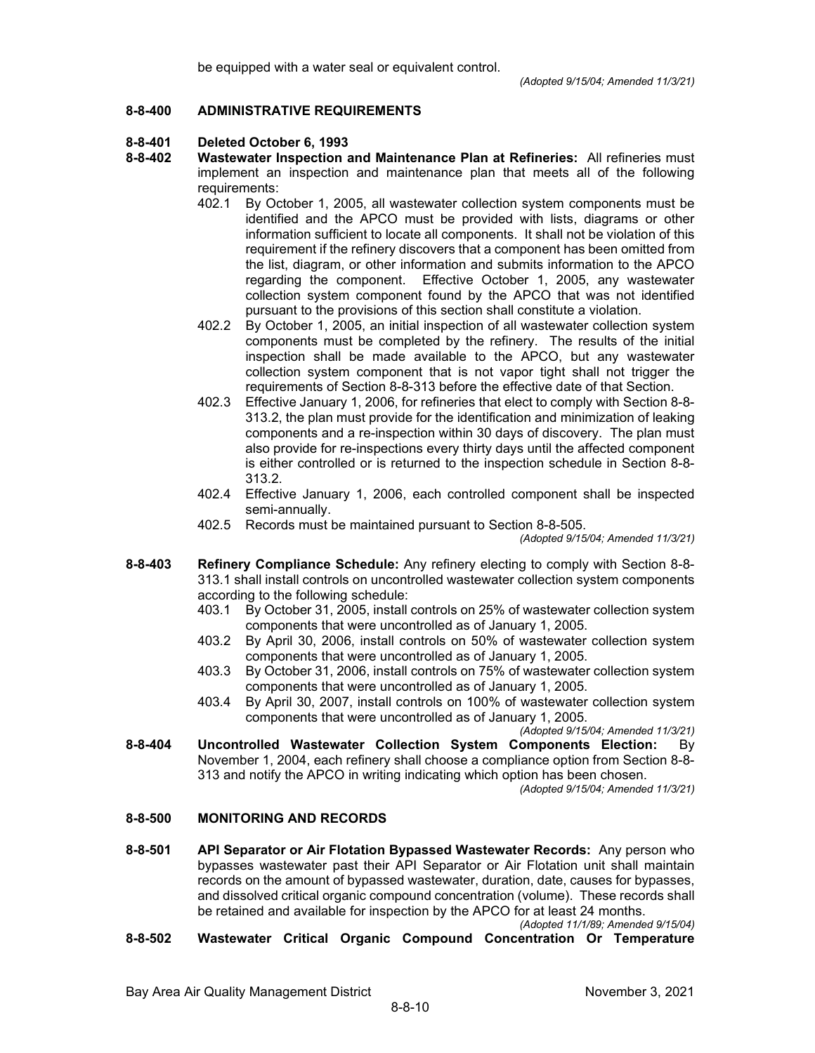be equipped with a water seal or equivalent control.

*(Adopted 9/15/04; Amended 11/3/21)*

## 8-8-400 ADMINISTRATIVE REQUIREMENTS

**8-8-401 Deleted October 6, 1993**

**8-8-402 Wastewater Inspection and Maintenance Plan at Refineries:** All refineries must implement an inspection and maintenance plan that meets all of the following requirements:

402.1 By October 1, 2005, all wastewater collection system components must be identified and the APCO must be provided with lists, diagrams or other information sufficient to locate all components. It shall not be violation of this requirement if the refinery discovers that a component has been omitted from the list, diagram, or other information and submits information to the APCO regarding the component. Effective October 1, 2005, any wastewater collection system component found by the APCO that was not identified pursuant to the provisions of this section shall constitute a violation.

402.2 By October 1, 2005, an initial inspection of all wastewater collection system components must be completed by the refinery. The results of the initial inspection shall be made available to the APCO, but any wastewater collection system component that is not vapor tight shall not trigger the requirements of Section 8-8-313 before the effective date of that Section.

402.3 Effective January 1, 2006, for refineries that elect to comply with Section 8-8-313.2, the plan must provide for the identification and minimization of leaking components and a re-inspection within 30 days of discovery. The plan must also provide for re-inspections every thirty days until the affected component is either controlled or is returned to the inspection schedule in Section 8-8-313.2.

402.4 Effective January 1, 2006, each controlled component shall be inspected semi-annually.

402.5 Records must be maintained pursuant to Section 8-8-505.

*(Adopted 9/15/04; Amended 11/3/21)*

**8-8-403 Refinery Compliance Schedule:** Any refinery electing to comply with Section 8-8-313.1 shall install controls on uncontrolled wastewater collection system components according to the following schedule:

403.1 By October 31, 2005, install controls on 25% of wastewater collection system components that were uncontrolled as of January 1, 2005.

403.2 By April 30, 2006, install controls on 50% of wastewater collection system components that were uncontrolled as of January 1, 2005.

403.3 By October 31, 2006, install controls on 75% of wastewater collection system components that were uncontrolled as of January 1, 2005.

403.4 By April 30, 2007, install controls on 100% of wastewater collection system components that were uncontrolled as of January 1, 2005.

*(Adopted 9/15/04; Amended 11/3/21)*

**8-8-404 Uncontrolled Wastewater Collection System Components Election:** By November 1, 2004, each refinery shall choose a compliance option from Section 8-8-313 and notify the APCO in writing indicating which option has been chosen.

*(Adopted 9/15/04; Amended 11/3/21)*

## 8-8-500 MONITORING AND RECORDS

**8-8-501 API Separator or Air Flotation Bypassed Wastewater Records:** Any person who bypasses wastewater past their API Separator or Air Flotation unit shall maintain records on the amount of bypassed wastewater, duration, date, causes for bypasses, and dissolved critical organic compound concentration (volume). These records shall be retained and available for inspection by the APCO for at least 24 months.

*(Adopted 11/1/89; Amended 9/15/04)*

**8-8-502 Wastewater Critical Organic Compound Concentration Or Temperature**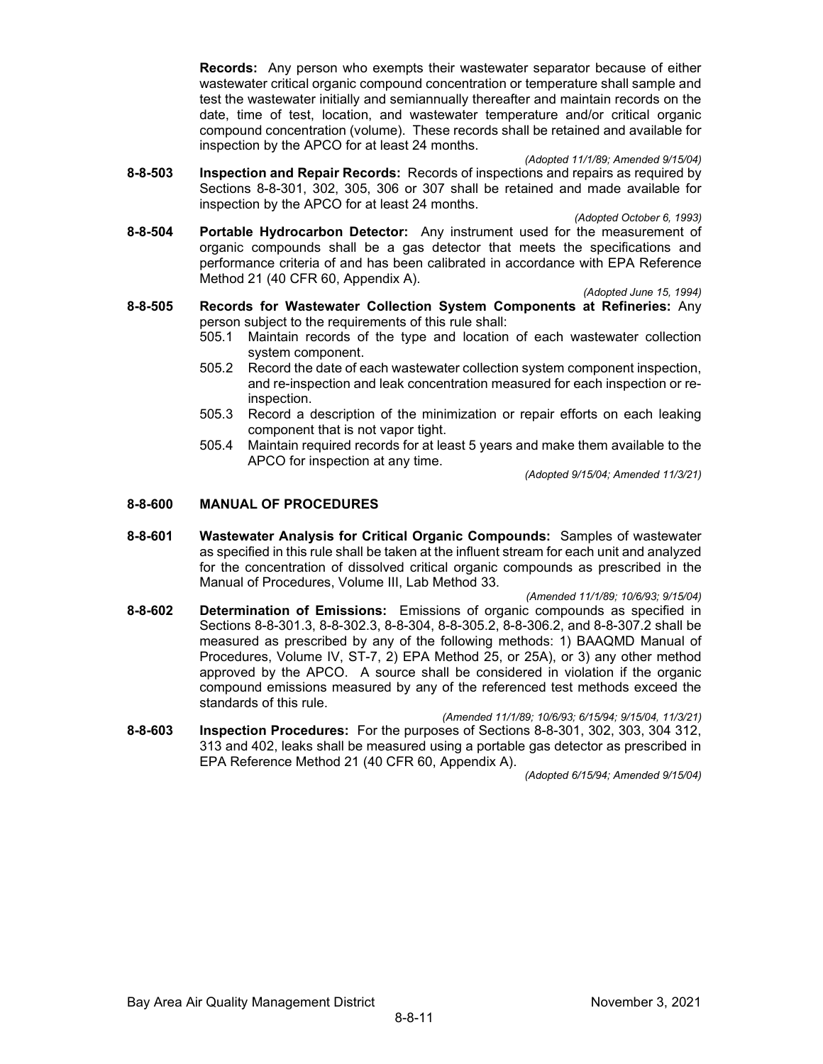**Records:** Any person who exempts their wastewater separator because of either wastewater critical organic compound concentration or temperature shall sample and test the wastewater initially and semiannually thereafter and maintain records on the date, time of test, location, and wastewater temperature and/or critical organic compound concentration (volume). These records shall be retained and available for inspection by the APCO for at least 24 months.

*(Adopted 11/1/89; Amended 9/15/04)*

**8-8-503 Inspection and Repair Records:** Records of inspections and repairs as required by Sections 8-8-301, 302, 305, 306 or 307 shall be retained and made available for inspection by the APCO for at least 24 months.

*(Adopted October 6, 1993)*

**8-8-504 Portable Hydrocarbon Detector:** Any instrument used for the measurement of organic compounds shall be a gas detector that meets the specifications and performance criteria of and has been calibrated in accordance with EPA Reference Method 21 (40 CFR 60, Appendix A).

*(Adopted June 15, 1994)*

**8-8-505 Records for Wastewater Collection System Components at Refineries:** Any person subject to the requirements of this rule shall:

505.1 Maintain records of the type and location of each wastewater collection system component.

505.2 Record the date of each wastewater collection system component inspection, and re-inspection and leak concentration measured for each inspection or re-inspection.

505.3 Record a description of the minimization or repair efforts on each leaking component that is not vapor tight.

505.4 Maintain required records for at least 5 years and make them available to the APCO for inspection at any time.

*(Adopted 9/15/04; Amended 11/3/21)*

## 8-8-600 MANUAL OF PROCEDURES

**8-8-601 Wastewater Analysis for Critical Organic Compounds:** Samples of wastewater as specified in this rule shall be taken at the influent stream for each unit and analyzed for the concentration of dissolved critical organic compounds as prescribed in the Manual of Procedures, Volume III, Lab Method 33.

*(Amended 11/1/89; 10/6/93; 9/15/04)*

**8-8-602 Determination of Emissions:** Emissions of organic compounds as specified in Sections 8-8-301.3, 8-8-302.3, 8-8-304, 8-8-305.2, 8-8-306.2, and 8-8-307.2 shall be measured as prescribed by any of the following methods: 1) BAAQMD Manual of Procedures, Volume IV, ST-7, 2) EPA Method 25, or 25A), or 3) any other method approved by the APCO. A source shall be considered in violation if the organic compound emissions measured by any of the referenced test methods exceed the standards of this rule.

*(Amended 11/1/89; 10/6/93; 6/15/94; 9/15/04, 11/3/21)*

**8-8-603 Inspection Procedures:** For the purposes of Sections 8-8-301, 302, 303, 304 312, 313 and 402, leaks shall be measured using a portable gas detector as prescribed in EPA Reference Method 21 (40 CFR 60, Appendix A).

*(Adopted 6/15/94; Amended 9/15/04)*